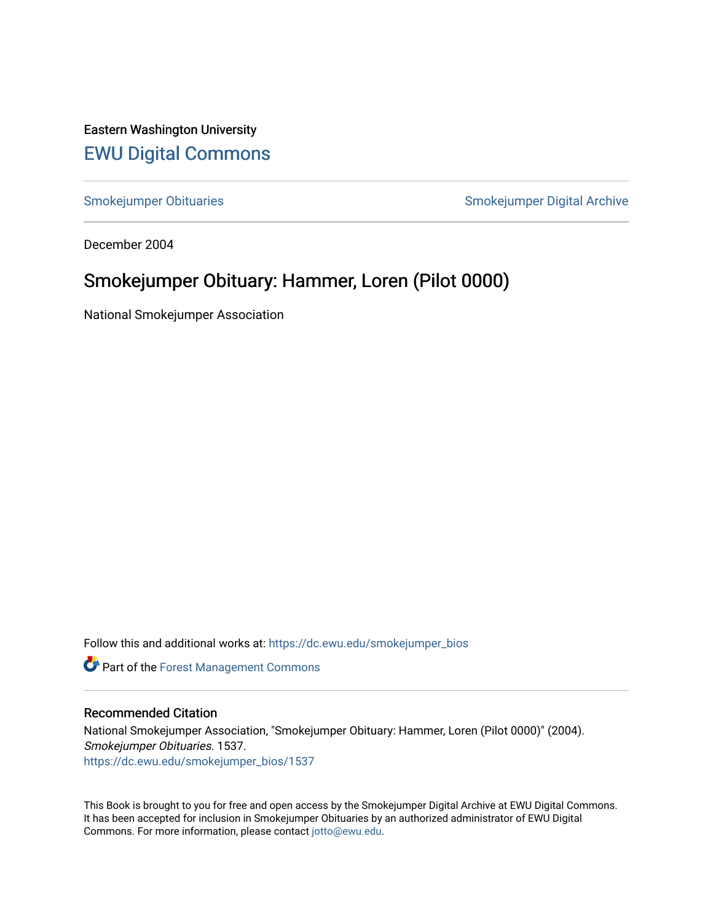Eastern Washington University

## EWU Digital Commons

Smokejumper Obituaries

Smokejumper Digital Archive

December 2004

# Smokejumper Obituary: Hammer, Loren (Pilot 0000)

National Smokejumper Association

Follow this and additional works at: https://dc.ewu.edu/smokejumper_bios

Part of the Forest Management Commons

### Recommended Citation

National Smokejumper Association, "Smokejumper Obituary: Hammer, Loren (Pilot 0000)" (2004). *Smokejumper Obituaries*. 1537.
https://dc.ewu.edu/smokejumper_bios/1537

This Book is brought to you for free and open access by the Smokejumper Digital Archive at EWU Digital Commons. It has been accepted for inclusion in Smokejumper Obituaries by an authorized administrator of EWU Digital Commons. For more information, please contact jotto@ewu.edu.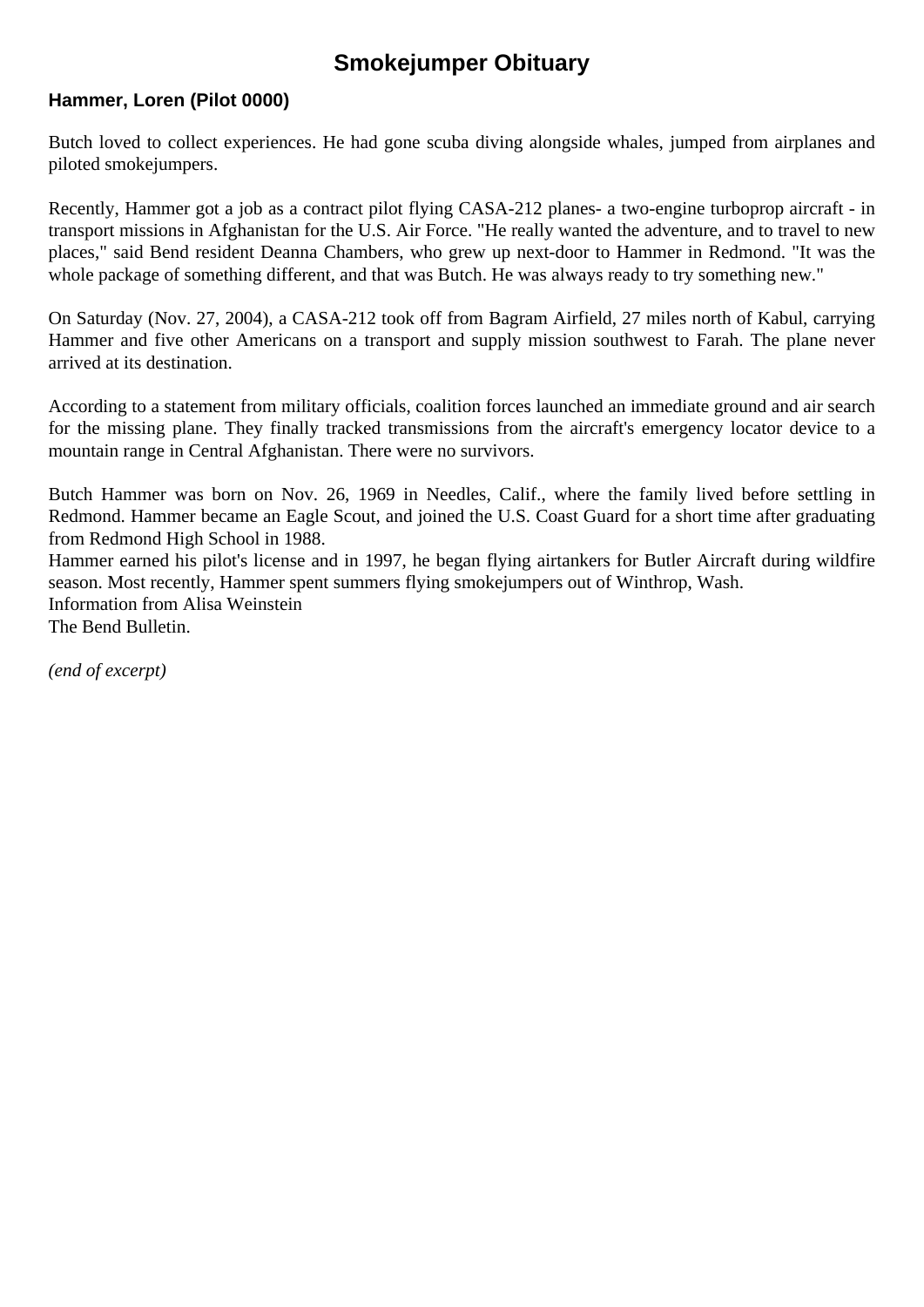# Smokejumper Obituary

**Hammer, Loren (Pilot 0000)**

Butch loved to collect experiences. He had gone scuba diving alongside whales, jumped from airplanes and piloted smokejumpers.

Recently, Hammer got a job as a contract pilot flying CASA-212 planes- a two-engine turboprop aircraft - in transport missions in Afghanistan for the U.S. Air Force. "He really wanted the adventure, and to travel to new places," said Bend resident Deanna Chambers, who grew up next-door to Hammer in Redmond. "It was the whole package of something different, and that was Butch. He was always ready to try something new."

On Saturday (Nov. 27, 2004), a CASA-212 took off from Bagram Airfield, 27 miles north of Kabul, carrying Hammer and five other Americans on a transport and supply mission southwest to Farah. The plane never arrived at its destination.

According to a statement from military officials, coalition forces launched an immediate ground and air search for the missing plane. They finally tracked transmissions from the aircraft's emergency locator device to a mountain range in Central Afghanistan. There were no survivors.

Butch Hammer was born on Nov. 26, 1969 in Needles, Calif., where the family lived before settling in Redmond. Hammer became an Eagle Scout, and joined the U.S. Coast Guard for a short time after graduating from Redmond High School in 1988.
Hammer earned his pilot's license and in 1997, he began flying airtankers for Butler Aircraft during wildfire season. Most recently, Hammer spent summers flying smokejumpers out of Winthrop, Wash.
Information from Alisa Weinstein
The Bend Bulletin.

*(end of excerpt)*